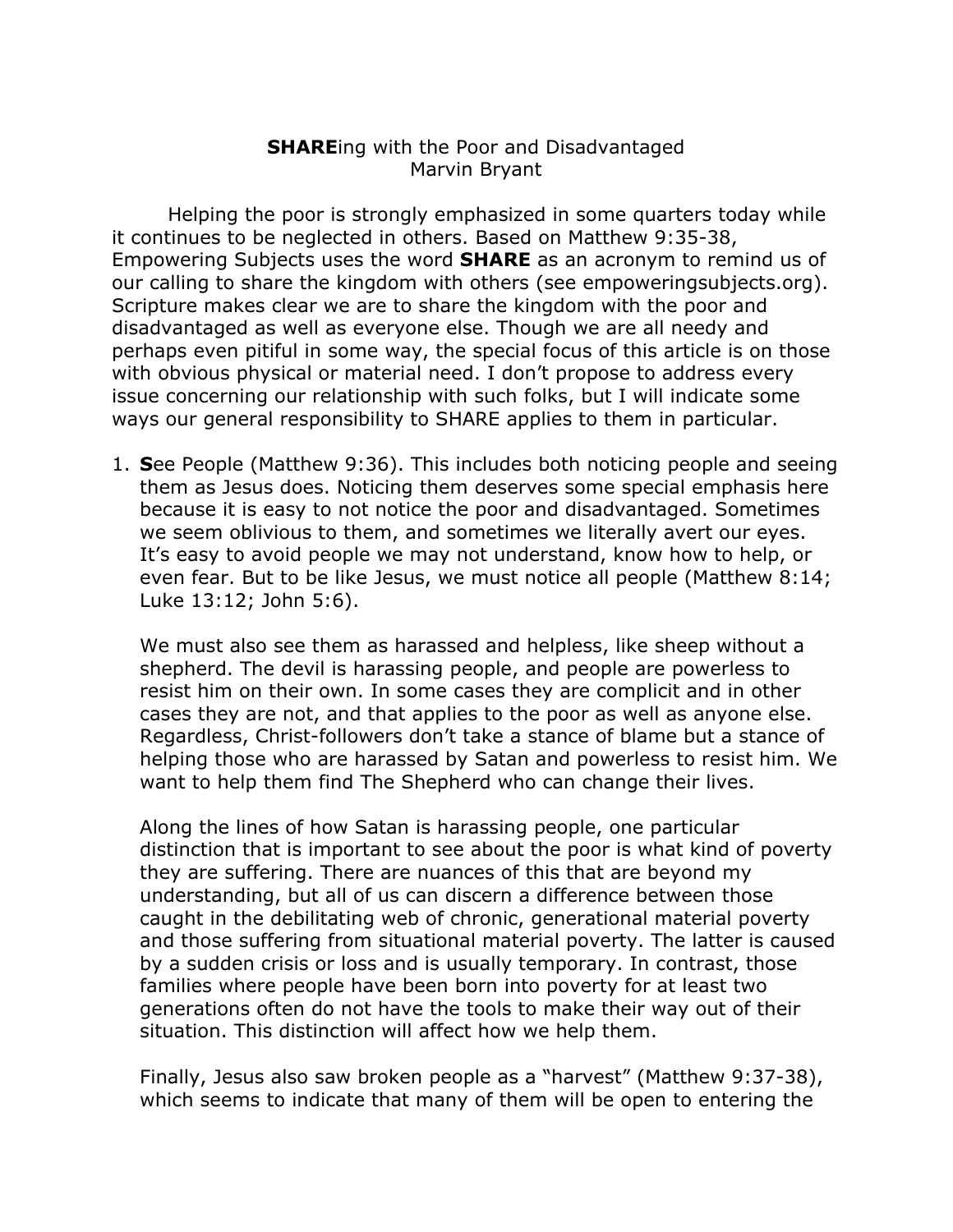**SHARE**ing with the Poor and Disadvantaged
Marvin Bryant

Helping the poor is strongly emphasized in some quarters today while it continues to be neglected in others. Based on Matthew 9:35-38, Empowering Subjects uses the word **SHARE** as an acronym to remind us of our calling to share the kingdom with others (see empoweringsubjects.org). Scripture makes clear we are to share the kingdom with the poor and disadvantaged as well as everyone else. Though we are all needy and perhaps even pitiful in some way, the special focus of this article is on those with obvious physical or material need. I don't propose to address every issue concerning our relationship with such folks, but I will indicate some ways our general responsibility to SHARE applies to them in particular.

1. **S**ee People (Matthew 9:36). This includes both noticing people and seeing them as Jesus does. Noticing them deserves some special emphasis here because it is easy to not notice the poor and disadvantaged. Sometimes we seem oblivious to them, and sometimes we literally avert our eyes. It's easy to avoid people we may not understand, know how to help, or even fear. But to be like Jesus, we must notice all people (Matthew 8:14; Luke 13:12; John 5:6).

   We must also see them as harassed and helpless, like sheep without a shepherd. The devil is harassing people, and people are powerless to resist him on their own. In some cases they are complicit and in other cases they are not, and that applies to the poor as well as anyone else. Regardless, Christ-followers don't take a stance of blame but a stance of helping those who are harassed by Satan and powerless to resist him. We want to help them find The Shepherd who can change their lives.

   Along the lines of how Satan is harassing people, one particular distinction that is important to see about the poor is what kind of poverty they are suffering. There are nuances of this that are beyond my understanding, but all of us can discern a difference between those caught in the debilitating web of chronic, generational material poverty and those suffering from situational material poverty. The latter is caused by a sudden crisis or loss and is usually temporary. In contrast, those families where people have been born into poverty for at least two generations often do not have the tools to make their way out of their situation. This distinction will affect how we help them.

   Finally, Jesus also saw broken people as a "harvest" (Matthew 9:37-38), which seems to indicate that many of them will be open to entering the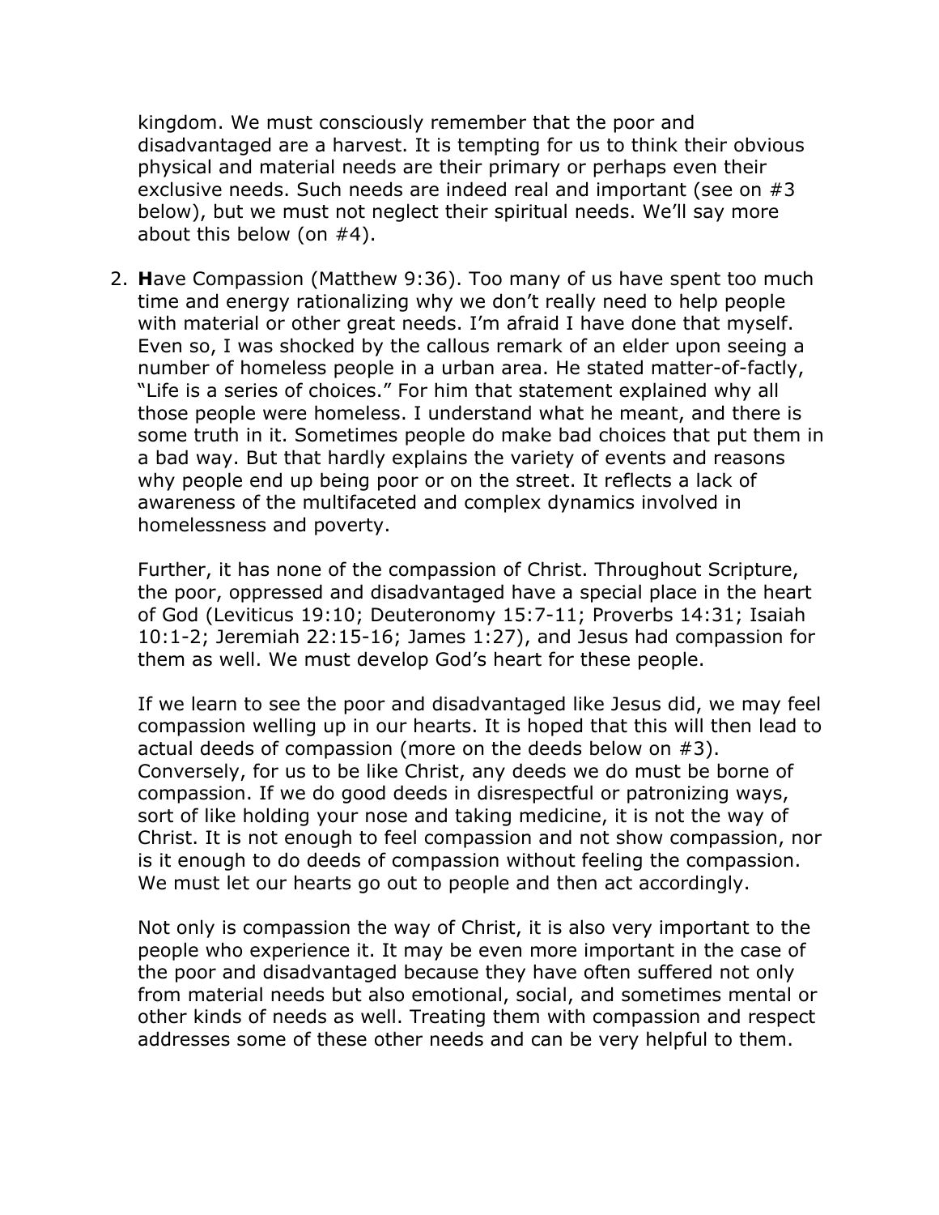kingdom. We must consciously remember that the poor and disadvantaged are a harvest. It is tempting for us to think their obvious physical and material needs are their primary or perhaps even their exclusive needs. Such needs are indeed real and important (see on #3 below), but we must not neglect their spiritual needs. We'll say more about this below (on #4).

2. **H**ave Compassion (Matthew 9:36). Too many of us have spent too much time and energy rationalizing why we don't really need to help people with material or other great needs. I'm afraid I have done that myself. Even so, I was shocked by the callous remark of an elder upon seeing a number of homeless people in a urban area. He stated matter-of-factly, "Life is a series of choices." For him that statement explained why all those people were homeless. I understand what he meant, and there is some truth in it. Sometimes people do make bad choices that put them in a bad way. But that hardly explains the variety of events and reasons why people end up being poor or on the street. It reflects a lack of awareness of the multifaceted and complex dynamics involved in homelessness and poverty.

   Further, it has none of the compassion of Christ. Throughout Scripture, the poor, oppressed and disadvantaged have a special place in the heart of God (Leviticus 19:10; Deuteronomy 15:7-11; Proverbs 14:31; Isaiah 10:1-2; Jeremiah 22:15-16; James 1:27), and Jesus had compassion for them as well. We must develop God's heart for these people.

   If we learn to see the poor and disadvantaged like Jesus did, we may feel compassion welling up in our hearts. It is hoped that this will then lead to actual deeds of compassion (more on the deeds below on #3). Conversely, for us to be like Christ, any deeds we do must be borne of compassion. If we do good deeds in disrespectful or patronizing ways, sort of like holding your nose and taking medicine, it is not the way of Christ. It is not enough to feel compassion and not show compassion, nor is it enough to do deeds of compassion without feeling the compassion. We must let our hearts go out to people and then act accordingly.

   Not only is compassion the way of Christ, it is also very important to the people who experience it. It may be even more important in the case of the poor and disadvantaged because they have often suffered not only from material needs but also emotional, social, and sometimes mental or other kinds of needs as well. Treating them with compassion and respect addresses some of these other needs and can be very helpful to them.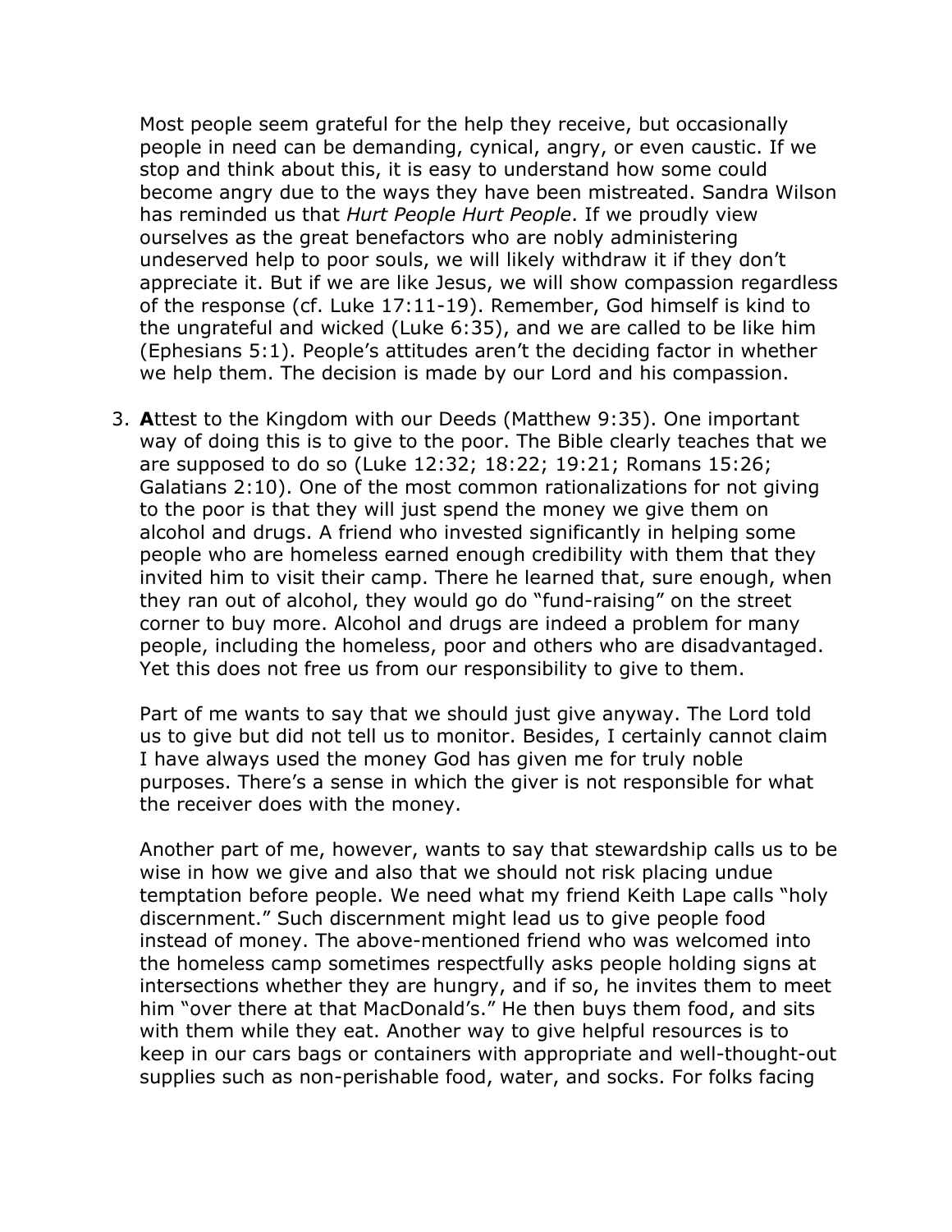Most people seem grateful for the help they receive, but occasionally people in need can be demanding, cynical, angry, or even caustic. If we stop and think about this, it is easy to understand how some could become angry due to the ways they have been mistreated. Sandra Wilson has reminded us that *Hurt People Hurt People*. If we proudly view ourselves as the great benefactors who are nobly administering undeserved help to poor souls, we will likely withdraw it if they don't appreciate it. But if we are like Jesus, we will show compassion regardless of the response (cf. Luke 17:11-19). Remember, God himself is kind to the ungrateful and wicked (Luke 6:35), and we are called to be like him (Ephesians 5:1). People's attitudes aren't the deciding factor in whether we help them. The decision is made by our Lord and his compassion.

3. **A**ttest to the Kingdom with our Deeds (Matthew 9:35). One important way of doing this is to give to the poor. The Bible clearly teaches that we are supposed to do so (Luke 12:32; 18:22; 19:21; Romans 15:26; Galatians 2:10). One of the most common rationalizations for not giving to the poor is that they will just spend the money we give them on alcohol and drugs. A friend who invested significantly in helping some people who are homeless earned enough credibility with them that they invited him to visit their camp. There he learned that, sure enough, when they ran out of alcohol, they would go do "fund-raising" on the street corner to buy more. Alcohol and drugs are indeed a problem for many people, including the homeless, poor and others who are disadvantaged. Yet this does not free us from our responsibility to give to them.

   Part of me wants to say that we should just give anyway. The Lord told us to give but did not tell us to monitor. Besides, I certainly cannot claim I have always used the money God has given me for truly noble purposes. There's a sense in which the giver is not responsible for what the receiver does with the money.

   Another part of me, however, wants to say that stewardship calls us to be wise in how we give and also that we should not risk placing undue temptation before people. We need what my friend Keith Lape calls "holy discernment." Such discernment might lead us to give people food instead of money. The above-mentioned friend who was welcomed into the homeless camp sometimes respectfully asks people holding signs at intersections whether they are hungry, and if so, he invites them to meet him "over there at that MacDonald's." He then buys them food, and sits with them while they eat. Another way to give helpful resources is to keep in our cars bags or containers with appropriate and well-thought-out supplies such as non-perishable food, water, and socks. For folks facing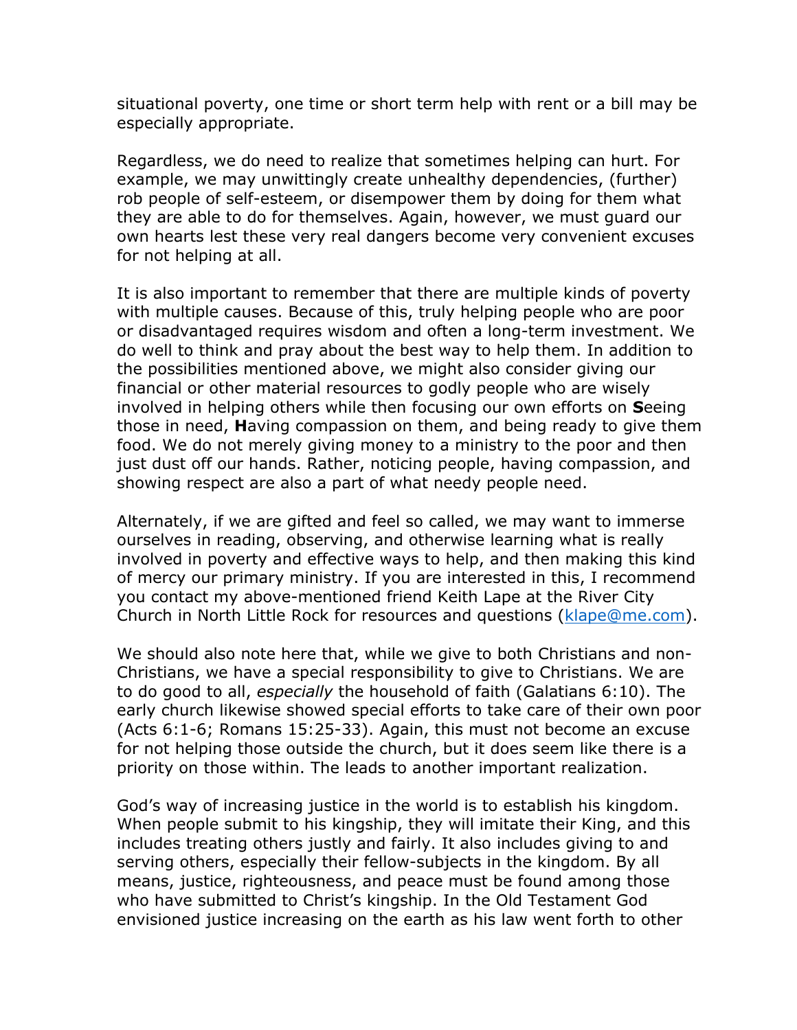situational poverty, one time or short term help with rent or a bill may be especially appropriate.

Regardless, we do need to realize that sometimes helping can hurt. For example, we may unwittingly create unhealthy dependencies, (further) rob people of self-esteem, or disempower them by doing for them what they are able to do for themselves. Again, however, we must guard our own hearts lest these very real dangers become very convenient excuses for not helping at all.

It is also important to remember that there are multiple kinds of poverty with multiple causes. Because of this, truly helping people who are poor or disadvantaged requires wisdom and often a long-term investment. We do well to think and pray about the best way to help them. In addition to the possibilities mentioned above, we might also consider giving our financial or other material resources to godly people who are wisely involved in helping others while then focusing our own efforts on **S**eeing those in need, **H**aving compassion on them, and being ready to give them food. We do not merely giving money to a ministry to the poor and then just dust off our hands. Rather, noticing people, having compassion, and showing respect are also a part of what needy people need.

Alternately, if we are gifted and feel so called, we may want to immerse ourselves in reading, observing, and otherwise learning what is really involved in poverty and effective ways to help, and then making this kind of mercy our primary ministry. If you are interested in this, I recommend you contact my above-mentioned friend Keith Lape at the River City Church in North Little Rock for resources and questions (klape@me.com).

We should also note here that, while we give to both Christians and non-Christians, we have a special responsibility to give to Christians. We are to do good to all, *especially* the household of faith (Galatians 6:10). The early church likewise showed special efforts to take care of their own poor (Acts 6:1-6; Romans 15:25-33). Again, this must not become an excuse for not helping those outside the church, but it does seem like there is a priority on those within. The leads to another important realization.

God's way of increasing justice in the world is to establish his kingdom. When people submit to his kingship, they will imitate their King, and this includes treating others justly and fairly. It also includes giving to and serving others, especially their fellow-subjects in the kingdom. By all means, justice, righteousness, and peace must be found among those who have submitted to Christ's kingship. In the Old Testament God envisioned justice increasing on the earth as his law went forth to other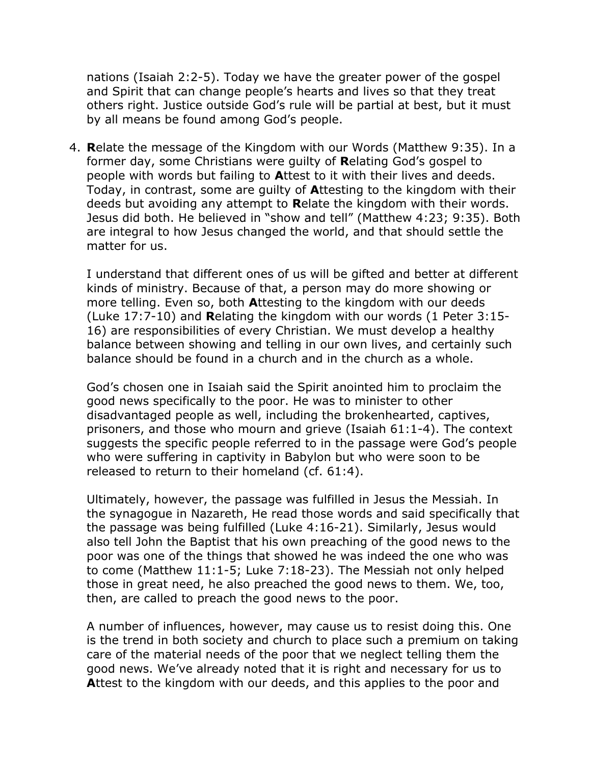nations (Isaiah 2:2-5). Today we have the greater power of the gospel and Spirit that can change people's hearts and lives so that they treat others right. Justice outside God's rule will be partial at best, but it must by all means be found among God's people.

4. **R**elate the message of the Kingdom with our Words (Matthew 9:35). In a former day, some Christians were guilty of **R**elating God's gospel to people with words but failing to **A**ttest to it with their lives and deeds. Today, in contrast, some are guilty of **A**ttesting to the kingdom with their deeds but avoiding any attempt to **R**elate the kingdom with their words. Jesus did both. He believed in "show and tell" (Matthew 4:23; 9:35). Both are integral to how Jesus changed the world, and that should settle the matter for us.

   I understand that different ones of us will be gifted and better at different kinds of ministry. Because of that, a person may do more showing or more telling. Even so, both **A**ttesting to the kingdom with our deeds (Luke 17:7-10) and **R**elating the kingdom with our words (1 Peter 3:15-16) are responsibilities of every Christian. We must develop a healthy balance between showing and telling in our own lives, and certainly such balance should be found in a church and in the church as a whole.

   God's chosen one in Isaiah said the Spirit anointed him to proclaim the good news specifically to the poor. He was to minister to other disadvantaged people as well, including the brokenhearted, captives, prisoners, and those who mourn and grieve (Isaiah 61:1-4). The context suggests the specific people referred to in the passage were God's people who were suffering in captivity in Babylon but who were soon to be released to return to their homeland (cf. 61:4).

   Ultimately, however, the passage was fulfilled in Jesus the Messiah. In the synagogue in Nazareth, He read those words and said specifically that the passage was being fulfilled (Luke 4:16-21). Similarly, Jesus would also tell John the Baptist that his own preaching of the good news to the poor was one of the things that showed he was indeed the one who was to come (Matthew 11:1-5; Luke 7:18-23). The Messiah not only helped those in great need, he also preached the good news to them. We, too, then, are called to preach the good news to the poor.

   A number of influences, however, may cause us to resist doing this. One is the trend in both society and church to place such a premium on taking care of the material needs of the poor that we neglect telling them the good news. We've already noted that it is right and necessary for us to **A**ttest to the kingdom with our deeds, and this applies to the poor and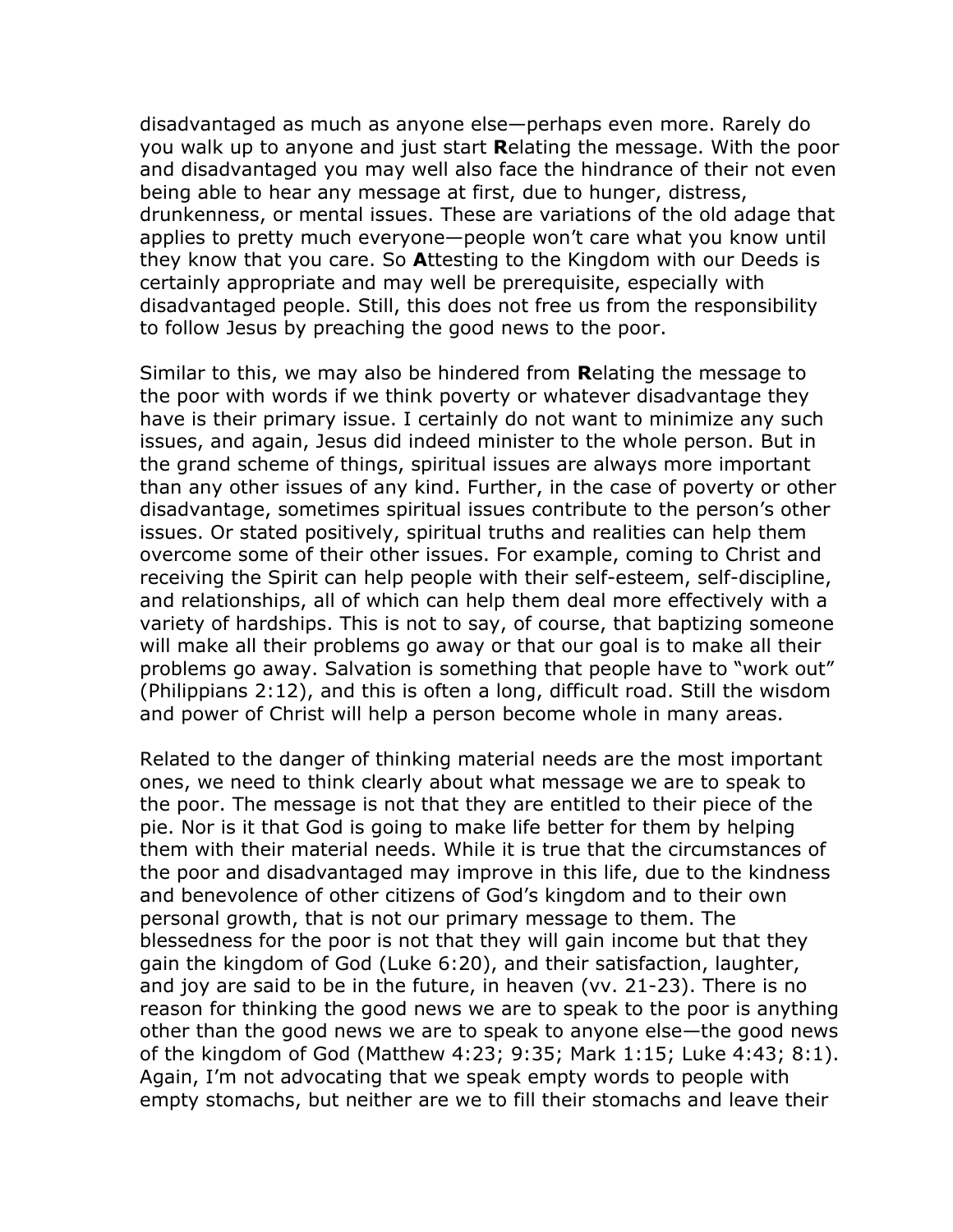disadvantaged as much as anyone else—perhaps even more. Rarely do you walk up to anyone and just start **R**elating the message. With the poor and disadvantaged you may well also face the hindrance of their not even being able to hear any message at first, due to hunger, distress, drunkenness, or mental issues. These are variations of the old adage that applies to pretty much everyone—people won't care what you know until they know that you care. So **A**ttesting to the Kingdom with our Deeds is certainly appropriate and may well be prerequisite, especially with disadvantaged people. Still, this does not free us from the responsibility to follow Jesus by preaching the good news to the poor.

Similar to this, we may also be hindered from **R**elating the message to the poor with words if we think poverty or whatever disadvantage they have is their primary issue. I certainly do not want to minimize any such issues, and again, Jesus did indeed minister to the whole person. But in the grand scheme of things, spiritual issues are always more important than any other issues of any kind. Further, in the case of poverty or other disadvantage, sometimes spiritual issues contribute to the person's other issues. Or stated positively, spiritual truths and realities can help them overcome some of their other issues. For example, coming to Christ and receiving the Spirit can help people with their self-esteem, self-discipline, and relationships, all of which can help them deal more effectively with a variety of hardships. This is not to say, of course, that baptizing someone will make all their problems go away or that our goal is to make all their problems go away. Salvation is something that people have to "work out" (Philippians 2:12), and this is often a long, difficult road. Still the wisdom and power of Christ will help a person become whole in many areas.

Related to the danger of thinking material needs are the most important ones, we need to think clearly about what message we are to speak to the poor. The message is not that they are entitled to their piece of the pie. Nor is it that God is going to make life better for them by helping them with their material needs. While it is true that the circumstances of the poor and disadvantaged may improve in this life, due to the kindness and benevolence of other citizens of God's kingdom and to their own personal growth, that is not our primary message to them. The blessedness for the poor is not that they will gain income but that they gain the kingdom of God (Luke 6:20), and their satisfaction, laughter, and joy are said to be in the future, in heaven (vv. 21-23). There is no reason for thinking the good news we are to speak to the poor is anything other than the good news we are to speak to anyone else—the good news of the kingdom of God (Matthew 4:23; 9:35; Mark 1:15; Luke 4:43; 8:1). Again, I'm not advocating that we speak empty words to people with empty stomachs, but neither are we to fill their stomachs and leave their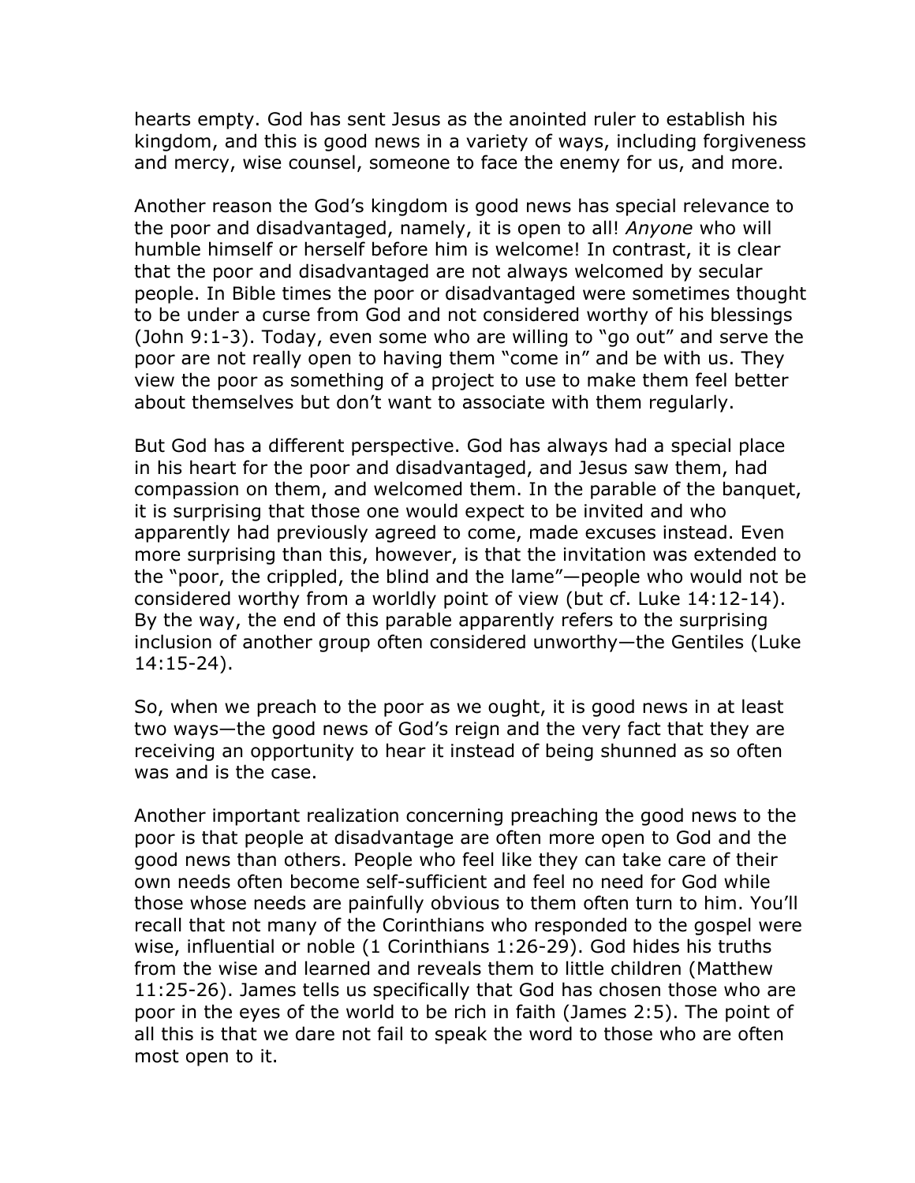hearts empty. God has sent Jesus as the anointed ruler to establish his kingdom, and this is good news in a variety of ways, including forgiveness and mercy, wise counsel, someone to face the enemy for us, and more.

Another reason the God's kingdom is good news has special relevance to the poor and disadvantaged, namely, it is open to all! *Anyone* who will humble himself or herself before him is welcome! In contrast, it is clear that the poor and disadvantaged are not always welcomed by secular people. In Bible times the poor or disadvantaged were sometimes thought to be under a curse from God and not considered worthy of his blessings (John 9:1-3). Today, even some who are willing to "go out" and serve the poor are not really open to having them "come in" and be with us. They view the poor as something of a project to use to make them feel better about themselves but don't want to associate with them regularly.

But God has a different perspective. God has always had a special place in his heart for the poor and disadvantaged, and Jesus saw them, had compassion on them, and welcomed them. In the parable of the banquet, it is surprising that those one would expect to be invited and who apparently had previously agreed to come, made excuses instead. Even more surprising than this, however, is that the invitation was extended to the "poor, the crippled, the blind and the lame"—people who would not be considered worthy from a worldly point of view (but cf. Luke 14:12-14). By the way, the end of this parable apparently refers to the surprising inclusion of another group often considered unworthy—the Gentiles (Luke 14:15-24).

So, when we preach to the poor as we ought, it is good news in at least two ways—the good news of God's reign and the very fact that they are receiving an opportunity to hear it instead of being shunned as so often was and is the case.

Another important realization concerning preaching the good news to the poor is that people at disadvantage are often more open to God and the good news than others. People who feel like they can take care of their own needs often become self-sufficient and feel no need for God while those whose needs are painfully obvious to them often turn to him. You'll recall that not many of the Corinthians who responded to the gospel were wise, influential or noble (1 Corinthians 1:26-29). God hides his truths from the wise and learned and reveals them to little children (Matthew 11:25-26). James tells us specifically that God has chosen those who are poor in the eyes of the world to be rich in faith (James 2:5). The point of all this is that we dare not fail to speak the word to those who are often most open to it.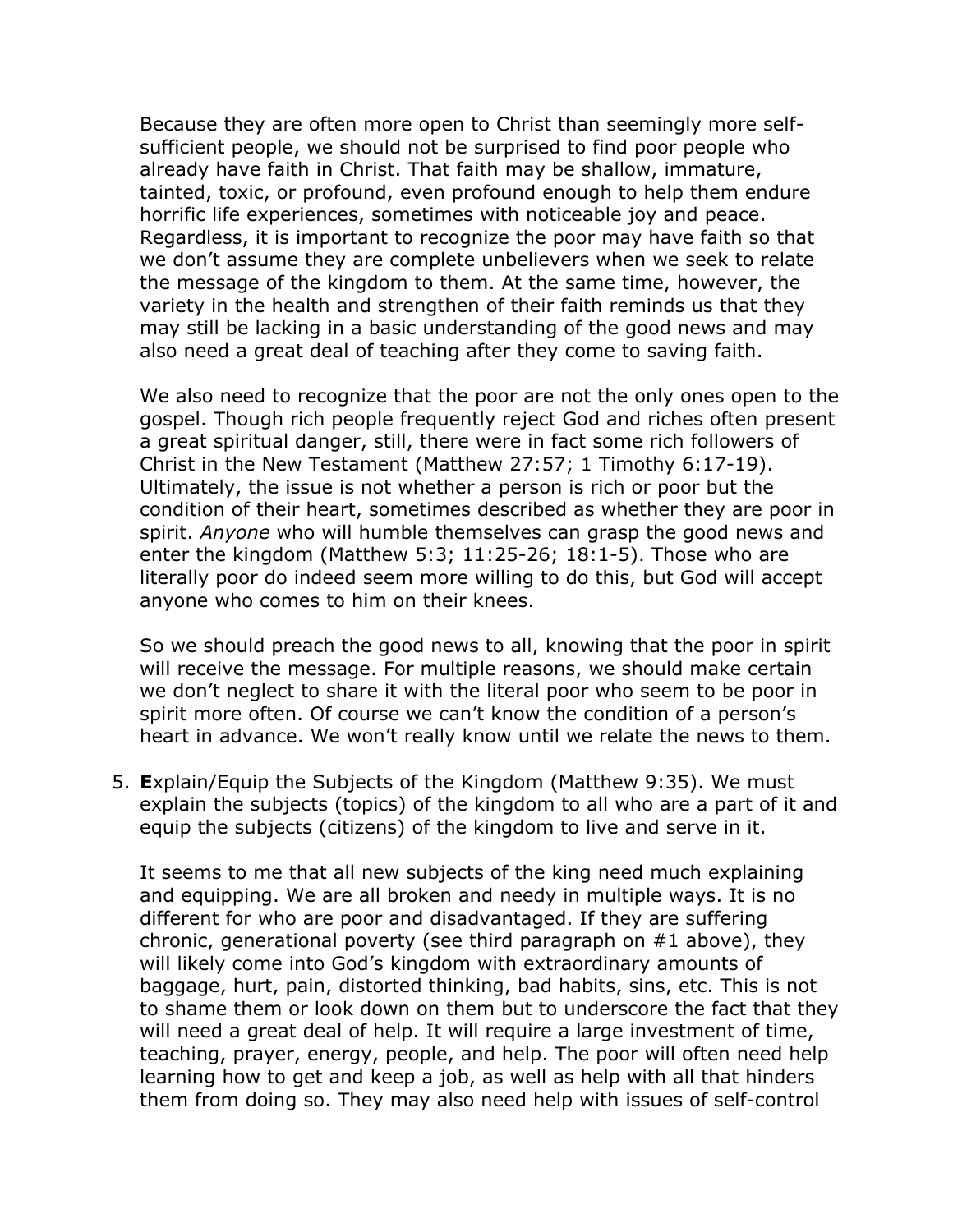Because they are often more open to Christ than seemingly more self-sufficient people, we should not be surprised to find poor people who already have faith in Christ. That faith may be shallow, immature, tainted, toxic, or profound, even profound enough to help them endure horrific life experiences, sometimes with noticeable joy and peace. Regardless, it is important to recognize the poor may have faith so that we don't assume they are complete unbelievers when we seek to relate the message of the kingdom to them. At the same time, however, the variety in the health and strengthen of their faith reminds us that they may still be lacking in a basic understanding of the good news and may also need a great deal of teaching after they come to saving faith.

We also need to recognize that the poor are not the only ones open to the gospel. Though rich people frequently reject God and riches often present a great spiritual danger, still, there were in fact some rich followers of Christ in the New Testament (Matthew 27:57; 1 Timothy 6:17-19). Ultimately, the issue is not whether a person is rich or poor but the condition of their heart, sometimes described as whether they are poor in spirit. *Anyone* who will humble themselves can grasp the good news and enter the kingdom (Matthew 5:3; 11:25-26; 18:1-5). Those who are literally poor do indeed seem more willing to do this, but God will accept anyone who comes to him on their knees.

So we should preach the good news to all, knowing that the poor in spirit will receive the message. For multiple reasons, we should make certain we don't neglect to share it with the literal poor who seem to be poor in spirit more often. Of course we can't know the condition of a person's heart in advance. We won't really know until we relate the news to them.

5. **E**xplain/Equip the Subjects of the Kingdom (Matthew 9:35). We must explain the subjects (topics) of the kingdom to all who are a part of it and equip the subjects (citizens) of the kingdom to live and serve in it.

   It seems to me that all new subjects of the king need much explaining and equipping. We are all broken and needy in multiple ways. It is no different for who are poor and disadvantaged. If they are suffering chronic, generational poverty (see third paragraph on #1 above), they will likely come into God's kingdom with extraordinary amounts of baggage, hurt, pain, distorted thinking, bad habits, sins, etc. This is not to shame them or look down on them but to underscore the fact that they will need a great deal of help. It will require a large investment of time, teaching, prayer, energy, people, and help. The poor will often need help learning how to get and keep a job, as well as help with all that hinders them from doing so. They may also need help with issues of self-control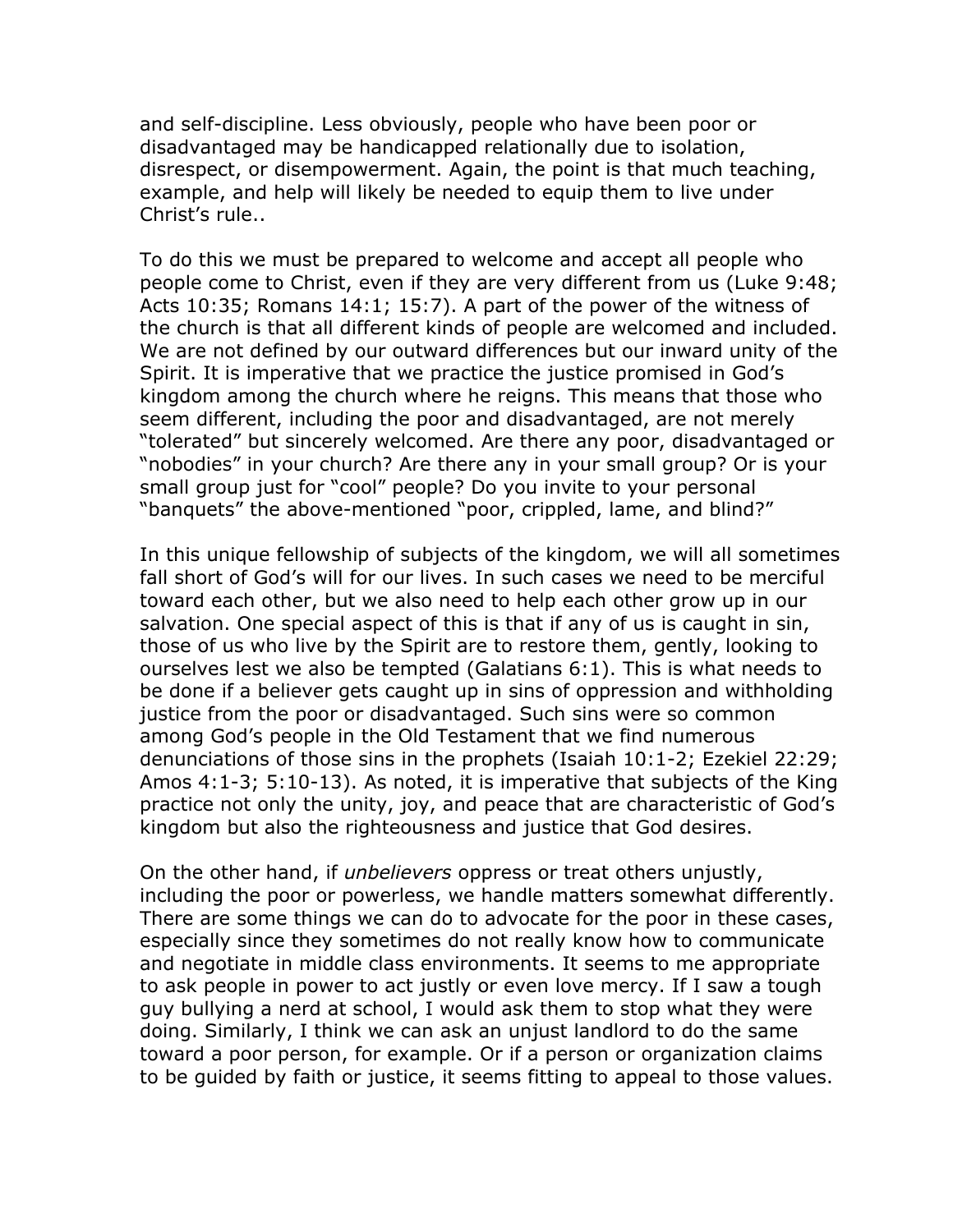and self-discipline. Less obviously, people who have been poor or disadvantaged may be handicapped relationally due to isolation, disrespect, or disempowerment. Again, the point is that much teaching, example, and help will likely be needed to equip them to live under Christ's rule..

To do this we must be prepared to welcome and accept all people who people come to Christ, even if they are very different from us (Luke 9:48; Acts 10:35; Romans 14:1; 15:7). A part of the power of the witness of the church is that all different kinds of people are welcomed and included. We are not defined by our outward differences but our inward unity of the Spirit. It is imperative that we practice the justice promised in God's kingdom among the church where he reigns. This means that those who seem different, including the poor and disadvantaged, are not merely "tolerated" but sincerely welcomed. Are there any poor, disadvantaged or "nobodies" in your church? Are there any in your small group? Or is your small group just for "cool" people? Do you invite to your personal "banquets" the above-mentioned "poor, crippled, lame, and blind?"

In this unique fellowship of subjects of the kingdom, we will all sometimes fall short of God's will for our lives. In such cases we need to be merciful toward each other, but we also need to help each other grow up in our salvation. One special aspect of this is that if any of us is caught in sin, those of us who live by the Spirit are to restore them, gently, looking to ourselves lest we also be tempted (Galatians 6:1). This is what needs to be done if a believer gets caught up in sins of oppression and withholding justice from the poor or disadvantaged. Such sins were so common among God's people in the Old Testament that we find numerous denunciations of those sins in the prophets (Isaiah 10:1-2; Ezekiel 22:29; Amos 4:1-3; 5:10-13). As noted, it is imperative that subjects of the King practice not only the unity, joy, and peace that are characteristic of God's kingdom but also the righteousness and justice that God desires.

On the other hand, if *unbelievers* oppress or treat others unjustly, including the poor or powerless, we handle matters somewhat differently. There are some things we can do to advocate for the poor in these cases, especially since they sometimes do not really know how to communicate and negotiate in middle class environments. It seems to me appropriate to ask people in power to act justly or even love mercy. If I saw a tough guy bullying a nerd at school, I would ask them to stop what they were doing. Similarly, I think we can ask an unjust landlord to do the same toward a poor person, for example. Or if a person or organization claims to be guided by faith or justice, it seems fitting to appeal to those values.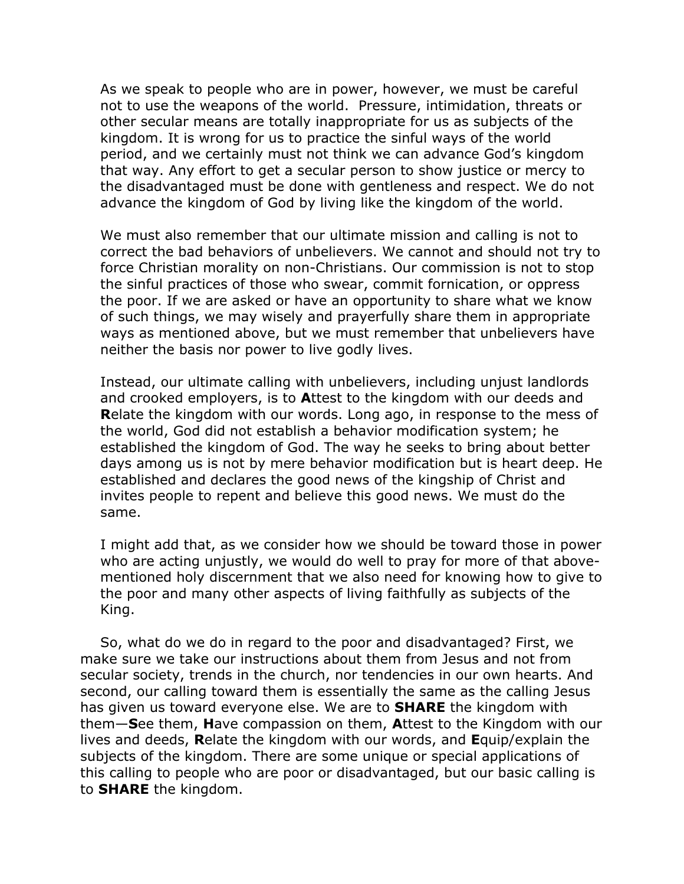As we speak to people who are in power, however, we must be careful not to use the weapons of the world.  Pressure, intimidation, threats or other secular means are totally inappropriate for us as subjects of the kingdom. It is wrong for us to practice the sinful ways of the world period, and we certainly must not think we can advance God's kingdom that way. Any effort to get a secular person to show justice or mercy to the disadvantaged must be done with gentleness and respect. We do not advance the kingdom of God by living like the kingdom of the world.

We must also remember that our ultimate mission and calling is not to correct the bad behaviors of unbelievers. We cannot and should not try to force Christian morality on non-Christians. Our commission is not to stop the sinful practices of those who swear, commit fornication, or oppress the poor. If we are asked or have an opportunity to share what we know of such things, we may wisely and prayerfully share them in appropriate ways as mentioned above, but we must remember that unbelievers have neither the basis nor power to live godly lives.

Instead, our ultimate calling with unbelievers, including unjust landlords and crooked employers, is to **A**ttest to the kingdom with our deeds and **R**elate the kingdom with our words. Long ago, in response to the mess of the world, God did not establish a behavior modification system; he established the kingdom of God. The way he seeks to bring about better days among us is not by mere behavior modification but is heart deep. He established and declares the good news of the kingship of Christ and invites people to repent and believe this good news. We must do the same.

I might add that, as we consider how we should be toward those in power who are acting unjustly, we would do well to pray for more of that above-mentioned holy discernment that we also need for knowing how to give to the poor and many other aspects of living faithfully as subjects of the King.

So, what do we do in regard to the poor and disadvantaged? First, we make sure we take our instructions about them from Jesus and not from secular society, trends in the church, nor tendencies in our own hearts. And second, our calling toward them is essentially the same as the calling Jesus has given us toward everyone else. We are to **SHARE** the kingdom with them—**S**ee them, **H**ave compassion on them, **A**ttest to the Kingdom with our lives and deeds, **R**elate the kingdom with our words, and **E**quip/explain the subjects of the kingdom. There are some unique or special applications of this calling to people who are poor or disadvantaged, but our basic calling is to **SHARE** the kingdom.